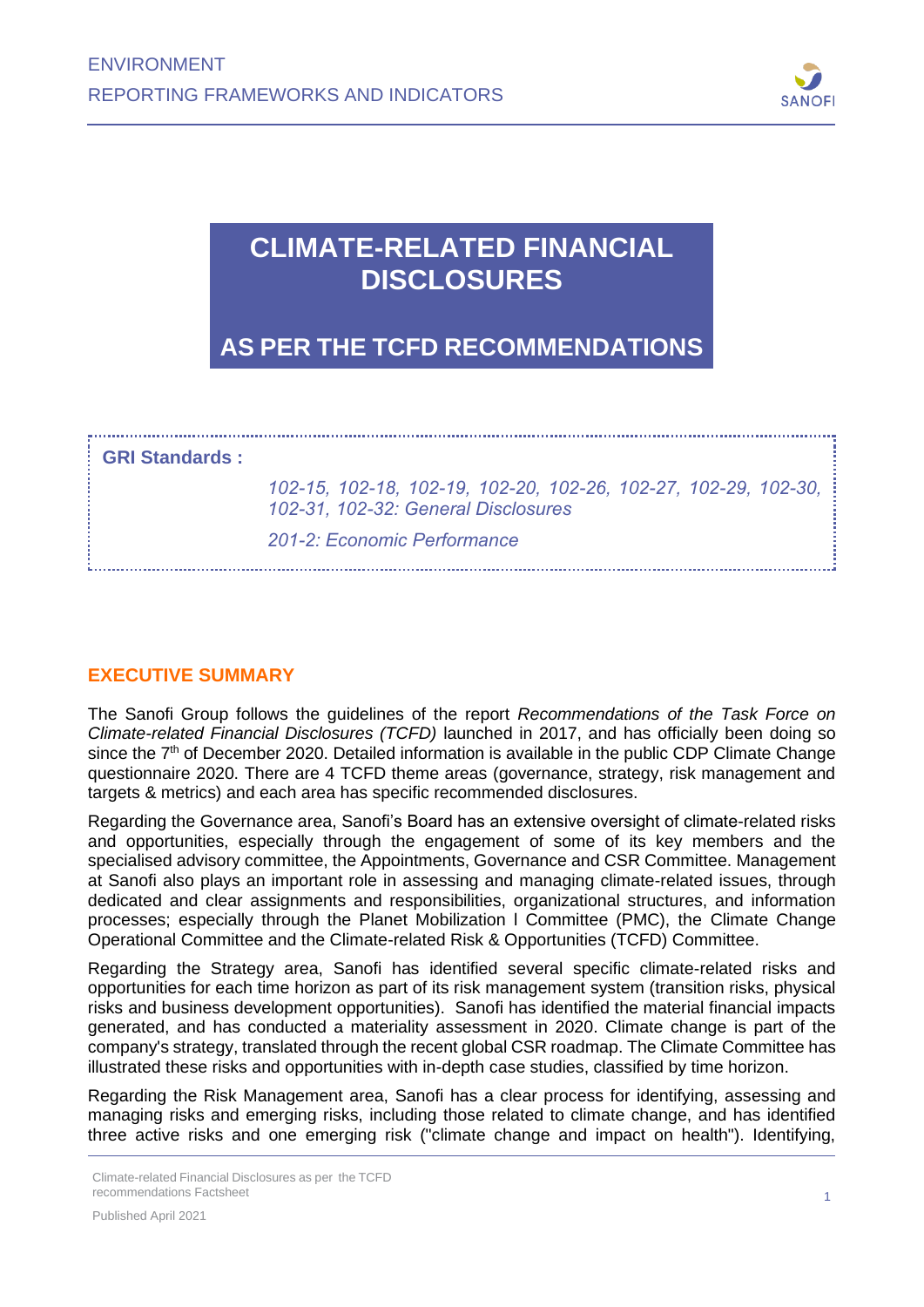# CLIMATE-RELATED FINANCIAL DISCLOSURES

## AS PER THE TCFD RECOMMENDATIONS

**GRI Standards :**

*102-15, 102-18, 102-19, 102-20, 102-26, 102-27, 102-29, 102-30, 102-31, 102-32: General Disclosures*

*201-2: Economic Performance*

## EXECUTIVE SUMMARY

The Sanofi Group follows the guidelines of the report *Recommendations of the Task Force on Climate-related Financial Disclosures (TCFD)* launched in 2017, and has officially been doing so since the 7th of December 2020. Detailed information is available in the public CDP Climate Change questionnaire 2020. There are 4 TCFD theme areas (governance, strategy, risk management and targets & metrics) and each area has specific recommended disclosures.

Regarding the Governance area, Sanofi's Board has an extensive oversight of climate-related risks and opportunities, especially through the engagement of some of its key members and the specialised advisory committee, the Appointments, Governance and CSR Committee. Management at Sanofi also plays an important role in assessing and managing climate-related issues, through dedicated and clear assignments and responsibilities, organizational structures, and information processes; especially through the Planet Mobilization I Committee (PMC), the Climate Change Operational Committee and the Climate-related Risk & Opportunities (TCFD) Committee.

Regarding the Strategy area, Sanofi has identified several specific climate-related risks and opportunities for each time horizon as part of its risk management system (transition risks, physical risks and business development opportunities). Sanofi has identified the material financial impacts generated, and has conducted a materiality assessment in 2020. Climate change is part of the company's strategy, translated through the recent global CSR roadmap. The Climate Committee has illustrated these risks and opportunities with in-depth case studies, classified by time horizon.

Regarding the Risk Management area, Sanofi has a clear process for identifying, assessing and managing risks and emerging risks, including those related to climate change, and has identified three active risks and one emerging risk ("climate change and impact on health"). Identifying,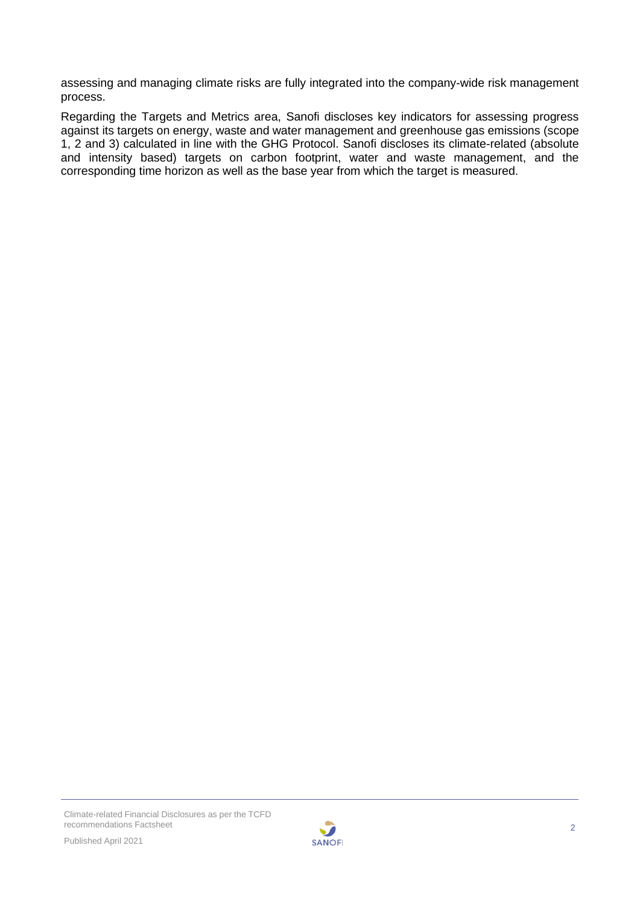assessing and managing climate risks are fully integrated into the company-wide risk management process.

Regarding the Targets and Metrics area, Sanofi discloses key indicators for assessing progress against its targets on energy, waste and water management and greenhouse gas emissions (scope 1, 2 and 3) calculated in line with the GHG Protocol. Sanofi discloses its climate-related (absolute and intensity based) targets on carbon footprint, water and waste management, and the corresponding time horizon as well as the base year from which the target is measured.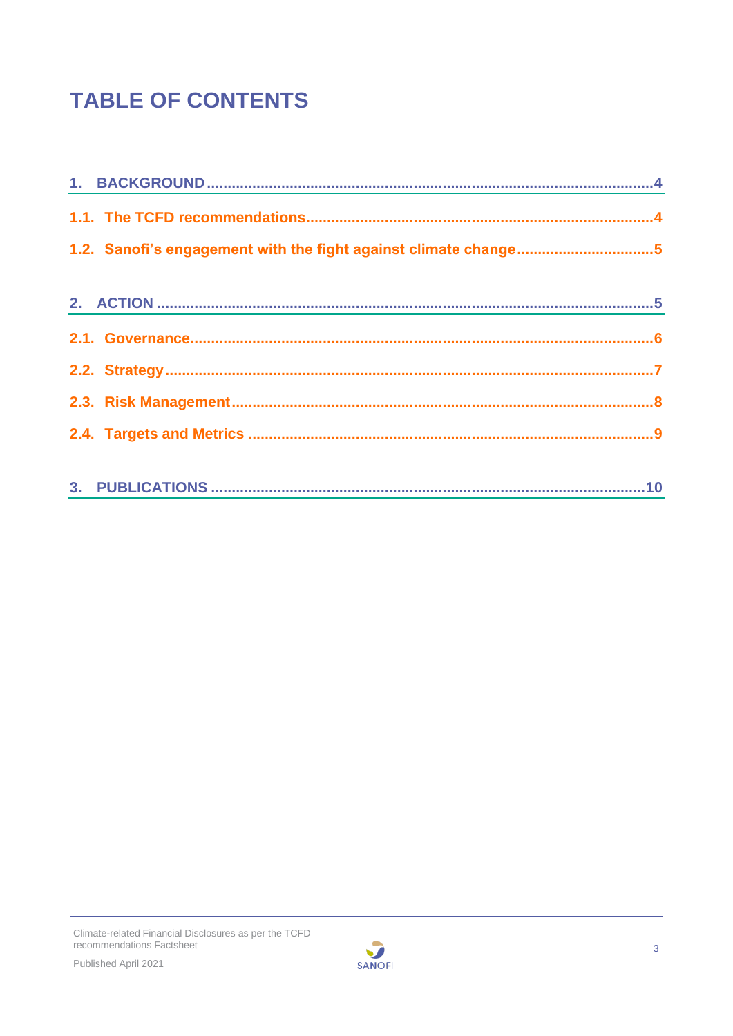# TABLE OF CONTENTS

1. BACKGROUND ....................................................................................................4

1.1. The TCFD recommendations...........................................................................4

1.2. Sanofi's engagement with the fight against climate change................................5

2. ACTION ...........................................................................................................5

2.1. Governance......................................................................................................6

2.2. Strategy............................................................................................................7

2.3. Risk Management.............................................................................................8

2.4. Targets and Metrics .........................................................................................9

3. PUBLICATIONS ...............................................................................................10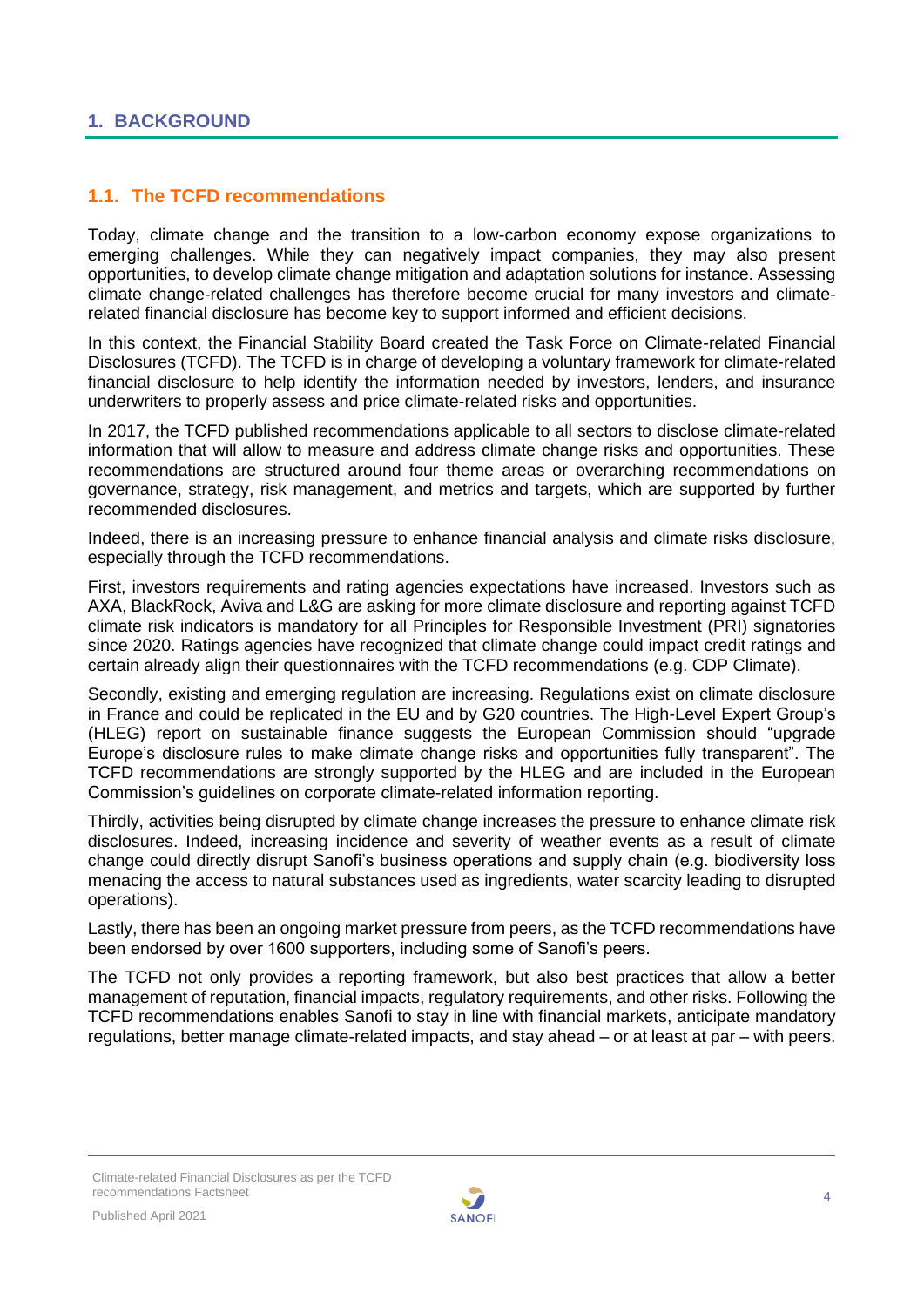# 1. BACKGROUND

## 1.1. The TCFD recommendations

Today, climate change and the transition to a low-carbon economy expose organizations to emerging challenges. While they can negatively impact companies, they may also present opportunities, to develop climate change mitigation and adaptation solutions for instance. Assessing climate change-related challenges has therefore become crucial for many investors and climate-related financial disclosure has become key to support informed and efficient decisions.

In this context, the Financial Stability Board created the Task Force on Climate-related Financial Disclosures (TCFD). The TCFD is in charge of developing a voluntary framework for climate-related financial disclosure to help identify the information needed by investors, lenders, and insurance underwriters to properly assess and price climate-related risks and opportunities.

In 2017, the TCFD published recommendations applicable to all sectors to disclose climate-related information that will allow to measure and address climate change risks and opportunities. These recommendations are structured around four theme areas or overarching recommendations on governance, strategy, risk management, and metrics and targets, which are supported by further recommended disclosures.

Indeed, there is an increasing pressure to enhance financial analysis and climate risks disclosure, especially through the TCFD recommendations.

First, investors requirements and rating agencies expectations have increased. Investors such as AXA, BlackRock, Aviva and L&G are asking for more climate disclosure and reporting against TCFD climate risk indicators is mandatory for all Principles for Responsible Investment (PRI) signatories since 2020. Ratings agencies have recognized that climate change could impact credit ratings and certain already align their questionnaires with the TCFD recommendations (e.g. CDP Climate).

Secondly, existing and emerging regulation are increasing. Regulations exist on climate disclosure in France and could be replicated in the EU and by G20 countries. The High-Level Expert Group's (HLEG) report on sustainable finance suggests the European Commission should "upgrade Europe's disclosure rules to make climate change risks and opportunities fully transparent". The TCFD recommendations are strongly supported by the HLEG and are included in the European Commission's guidelines on corporate climate-related information reporting.

Thirdly, activities being disrupted by climate change increases the pressure to enhance climate risk disclosures. Indeed, increasing incidence and severity of weather events as a result of climate change could directly disrupt Sanofi's business operations and supply chain (e.g. biodiversity loss menacing the access to natural substances used as ingredients, water scarcity leading to disrupted operations).

Lastly, there has been an ongoing market pressure from peers, as the TCFD recommendations have been endorsed by over 1600 supporters, including some of Sanofi's peers.

The TCFD not only provides a reporting framework, but also best practices that allow a better management of reputation, financial impacts, regulatory requirements, and other risks. Following the TCFD recommendations enables Sanofi to stay in line with financial markets, anticipate mandatory regulations, better manage climate-related impacts, and stay ahead – or at least at par – with peers.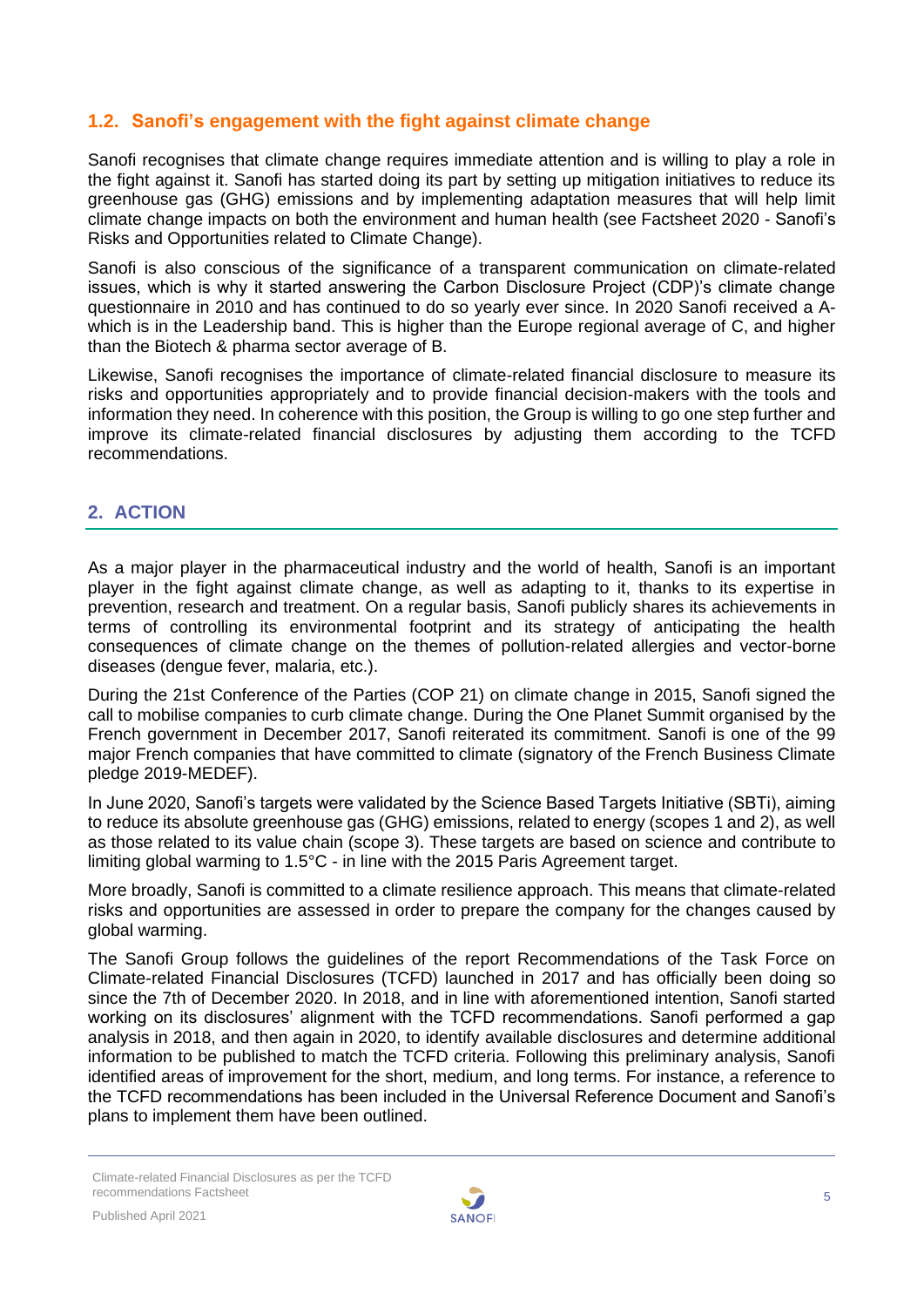## 1.2. Sanofi's engagement with the fight against climate change

Sanofi recognises that climate change requires immediate attention and is willing to play a role in the fight against it. Sanofi has started doing its part by setting up mitigation initiatives to reduce its greenhouse gas (GHG) emissions and by implementing adaptation measures that will help limit climate change impacts on both the environment and human health (see Factsheet 2020 - Sanofi's Risks and Opportunities related to Climate Change).

Sanofi is also conscious of the significance of a transparent communication on climate-related issues, which is why it started answering the Carbon Disclosure Project (CDP)'s climate change questionnaire in 2010 and has continued to do so yearly ever since. In 2020 Sanofi received a A- which is in the Leadership band. This is higher than the Europe regional average of C, and higher than the Biotech & pharma sector average of B.

Likewise, Sanofi recognises the importance of climate-related financial disclosure to measure its risks and opportunities appropriately and to provide financial decision-makers with the tools and information they need. In coherence with this position, the Group is willing to go one step further and improve its climate-related financial disclosures by adjusting them according to the TCFD recommendations.

# 2. ACTION

As a major player in the pharmaceutical industry and the world of health, Sanofi is an important player in the fight against climate change, as well as adapting to it, thanks to its expertise in prevention, research and treatment. On a regular basis, Sanofi publicly shares its achievements in terms of controlling its environmental footprint and its strategy of anticipating the health consequences of climate change on the themes of pollution-related allergies and vector-borne diseases (dengue fever, malaria, etc.).

During the 21st Conference of the Parties (COP 21) on climate change in 2015, Sanofi signed the call to mobilise companies to curb climate change. During the One Planet Summit organised by the French government in December 2017, Sanofi reiterated its commitment. Sanofi is one of the 99 major French companies that have committed to climate (signatory of the French Business Climate pledge 2019-MEDEF).

In June 2020, Sanofi's targets were validated by the Science Based Targets Initiative (SBTi), aiming to reduce its absolute greenhouse gas (GHG) emissions, related to energy (scopes 1 and 2), as well as those related to its value chain (scope 3). These targets are based on science and contribute to limiting global warming to 1.5°C - in line with the 2015 Paris Agreement target.

More broadly, Sanofi is committed to a climate resilience approach. This means that climate-related risks and opportunities are assessed in order to prepare the company for the changes caused by global warming.

The Sanofi Group follows the guidelines of the report Recommendations of the Task Force on Climate-related Financial Disclosures (TCFD) launched in 2017 and has officially been doing so since the 7th of December 2020. In 2018, and in line with aforementioned intention, Sanofi started working on its disclosures' alignment with the TCFD recommendations. Sanofi performed a gap analysis in 2018, and then again in 2020, to identify available disclosures and determine additional information to be published to match the TCFD criteria. Following this preliminary analysis, Sanofi identified areas of improvement for the short, medium, and long terms. For instance, a reference to the TCFD recommendations has been included in the Universal Reference Document and Sanofi's plans to implement them have been outlined.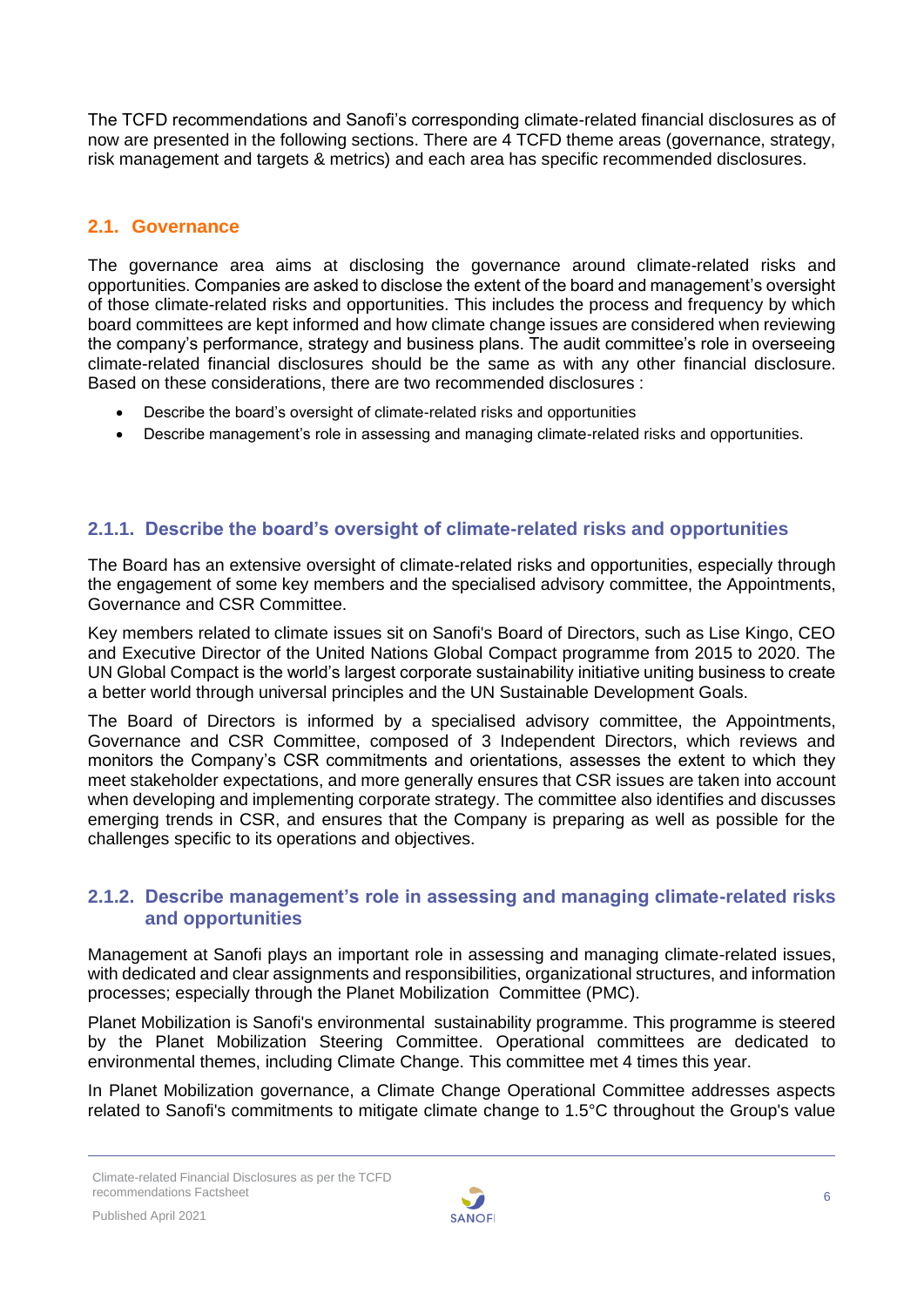The TCFD recommendations and Sanofi's corresponding climate-related financial disclosures as of now are presented in the following sections. There are 4 TCFD theme areas (governance, strategy, risk management and targets & metrics) and each area has specific recommended disclosures.

## 2.1. Governance

The governance area aims at disclosing the governance around climate-related risks and opportunities. Companies are asked to disclose the extent of the board and management's oversight of those climate-related risks and opportunities. This includes the process and frequency by which board committees are kept informed and how climate change issues are considered when reviewing the company's performance, strategy and business plans. The audit committee's role in overseeing climate-related financial disclosures should be the same as with any other financial disclosure. Based on these considerations, there are two recommended disclosures :

- Describe the board's oversight of climate-related risks and opportunities
- Describe management's role in assessing and managing climate-related risks and opportunities.

### 2.1.1. Describe the board's oversight of climate-related risks and opportunities

The Board has an extensive oversight of climate-related risks and opportunities, especially through the engagement of some key members and the specialised advisory committee, the Appointments, Governance and CSR Committee.

Key members related to climate issues sit on Sanofi's Board of Directors, such as Lise Kingo, CEO and Executive Director of the United Nations Global Compact programme from 2015 to 2020. The UN Global Compact is the world's largest corporate sustainability initiative uniting business to create a better world through universal principles and the UN Sustainable Development Goals.

The Board of Directors is informed by a specialised advisory committee, the Appointments, Governance and CSR Committee, composed of 3 Independent Directors, which reviews and monitors the Company's CSR commitments and orientations, assesses the extent to which they meet stakeholder expectations, and more generally ensures that CSR issues are taken into account when developing and implementing corporate strategy. The committee also identifies and discusses emerging trends in CSR, and ensures that the Company is preparing as well as possible for the challenges specific to its operations and objectives.

### 2.1.2. Describe management's role in assessing and managing climate-related risks and opportunities

Management at Sanofi plays an important role in assessing and managing climate-related issues, with dedicated and clear assignments and responsibilities, organizational structures, and information processes; especially through the Planet Mobilization Committee (PMC).

Planet Mobilization is Sanofi's environmental sustainability programme. This programme is steered by the Planet Mobilization Steering Committee. Operational committees are dedicated to environmental themes, including Climate Change. This committee met 4 times this year.

In Planet Mobilization governance, a Climate Change Operational Committee addresses aspects related to Sanofi's commitments to mitigate climate change to 1.5°C throughout the Group's value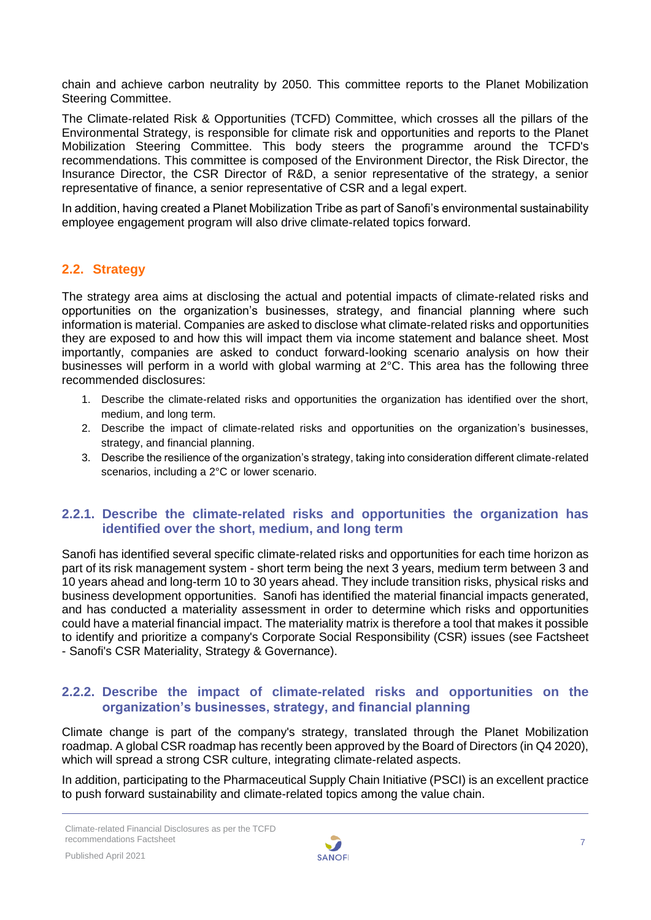chain and achieve carbon neutrality by 2050. This committee reports to the Planet Mobilization Steering Committee.

The Climate-related Risk & Opportunities (TCFD) Committee, which crosses all the pillars of the Environmental Strategy, is responsible for climate risk and opportunities and reports to the Planet Mobilization Steering Committee. This body steers the programme around the TCFD's recommendations. This committee is composed of the Environment Director, the Risk Director, the Insurance Director, the CSR Director of R&D, a senior representative of the strategy, a senior representative of finance, a senior representative of CSR and a legal expert.

In addition, having created a Planet Mobilization Tribe as part of Sanofi's environmental sustainability employee engagement program will also drive climate-related topics forward.

## 2.2. Strategy

The strategy area aims at disclosing the actual and potential impacts of climate-related risks and opportunities on the organization's businesses, strategy, and financial planning where such information is material. Companies are asked to disclose what climate-related risks and opportunities they are exposed to and how this will impact them via income statement and balance sheet. Most importantly, companies are asked to conduct forward-looking scenario analysis on how their businesses will perform in a world with global warming at 2°C. This area has the following three recommended disclosures:

1. Describe the climate-related risks and opportunities the organization has identified over the short, medium, and long term.
2. Describe the impact of climate-related risks and opportunities on the organization's businesses, strategy, and financial planning.
3. Describe the resilience of the organization's strategy, taking into consideration different climate-related scenarios, including a 2°C or lower scenario.

### 2.2.1. Describe the climate-related risks and opportunities the organization has identified over the short, medium, and long term

Sanofi has identified several specific climate-related risks and opportunities for each time horizon as part of its risk management system - short term being the next 3 years, medium term between 3 and 10 years ahead and long-term 10 to 30 years ahead. They include transition risks, physical risks and business development opportunities. Sanofi has identified the material financial impacts generated, and has conducted a materiality assessment in order to determine which risks and opportunities could have a material financial impact. The materiality matrix is therefore a tool that makes it possible to identify and prioritize a company's Corporate Social Responsibility (CSR) issues (see Factsheet - Sanofi's CSR Materiality, Strategy & Governance).

### 2.2.2. Describe the impact of climate-related risks and opportunities on the organization's businesses, strategy, and financial planning

Climate change is part of the company's strategy, translated through the Planet Mobilization roadmap. A global CSR roadmap has recently been approved by the Board of Directors (in Q4 2020), which will spread a strong CSR culture, integrating climate-related aspects.

In addition, participating to the Pharmaceutical Supply Chain Initiative (PSCI) is an excellent practice to push forward sustainability and climate-related topics among the value chain.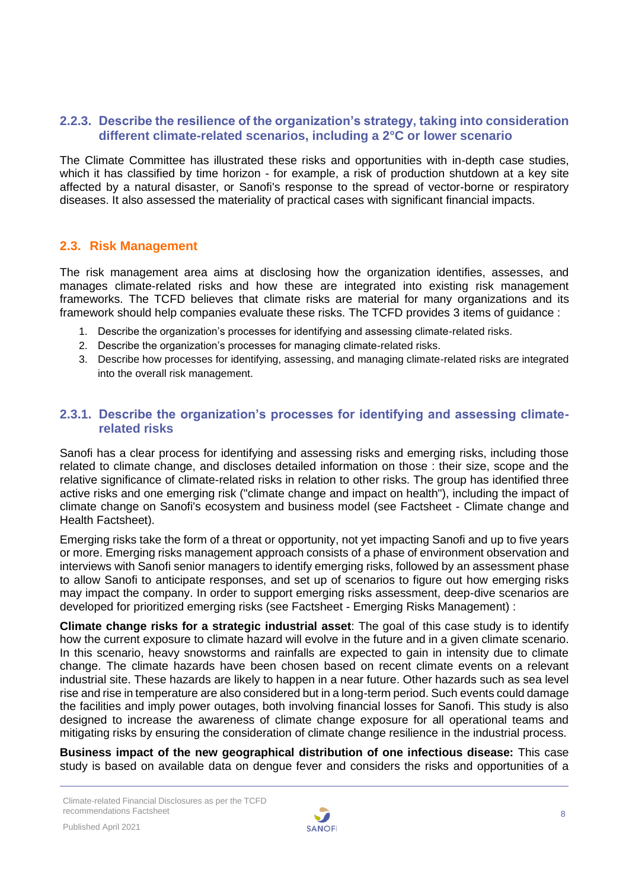### 2.2.3. Describe the resilience of the organization's strategy, taking into consideration different climate-related scenarios, including a 2°C or lower scenario

The Climate Committee has illustrated these risks and opportunities with in-depth case studies, which it has classified by time horizon - for example, a risk of production shutdown at a key site affected by a natural disaster, or Sanofi's response to the spread of vector-borne or respiratory diseases. It also assessed the materiality of practical cases with significant financial impacts.

## 2.3. Risk Management

The risk management area aims at disclosing how the organization identifies, assesses, and manages climate-related risks and how these are integrated into existing risk management frameworks. The TCFD believes that climate risks are material for many organizations and its framework should help companies evaluate these risks. The TCFD provides 3 items of guidance :

1. Describe the organization's processes for identifying and assessing climate-related risks.
2. Describe the organization's processes for managing climate-related risks.
3. Describe how processes for identifying, assessing, and managing climate-related risks are integrated into the overall risk management.

### 2.3.1. Describe the organization's processes for identifying and assessing climate-related risks

Sanofi has a clear process for identifying and assessing risks and emerging risks, including those related to climate change, and discloses detailed information on those : their size, scope and the relative significance of climate-related risks in relation to other risks. The group has identified three active risks and one emerging risk ("climate change and impact on health"), including the impact of climate change on Sanofi's ecosystem and business model (see Factsheet - Climate change and Health Factsheet).

Emerging risks take the form of a threat or opportunity, not yet impacting Sanofi and up to five years or more. Emerging risks management approach consists of a phase of environment observation and interviews with Sanofi senior managers to identify emerging risks, followed by an assessment phase to allow Sanofi to anticipate responses, and set up of scenarios to figure out how emerging risks may impact the company. In order to support emerging risks assessment, deep-dive scenarios are developed for prioritized emerging risks (see Factsheet - Emerging Risks Management) :

**Climate change risks for a strategic industrial asset**: The goal of this case study is to identify how the current exposure to climate hazard will evolve in the future and in a given climate scenario. In this scenario, heavy snowstorms and rainfalls are expected to gain in intensity due to climate change. The climate hazards have been chosen based on recent climate events on a relevant industrial site. These hazards are likely to happen in a near future. Other hazards such as sea level rise and rise in temperature are also considered but in a long-term period. Such events could damage the facilities and imply power outages, both involving financial losses for Sanofi. This study is also designed to increase the awareness of climate change exposure for all operational teams and mitigating risks by ensuring the consideration of climate change resilience in the industrial process.

**Business impact of the new geographical distribution of one infectious disease:** This case study is based on available data on dengue fever and considers the risks and opportunities of a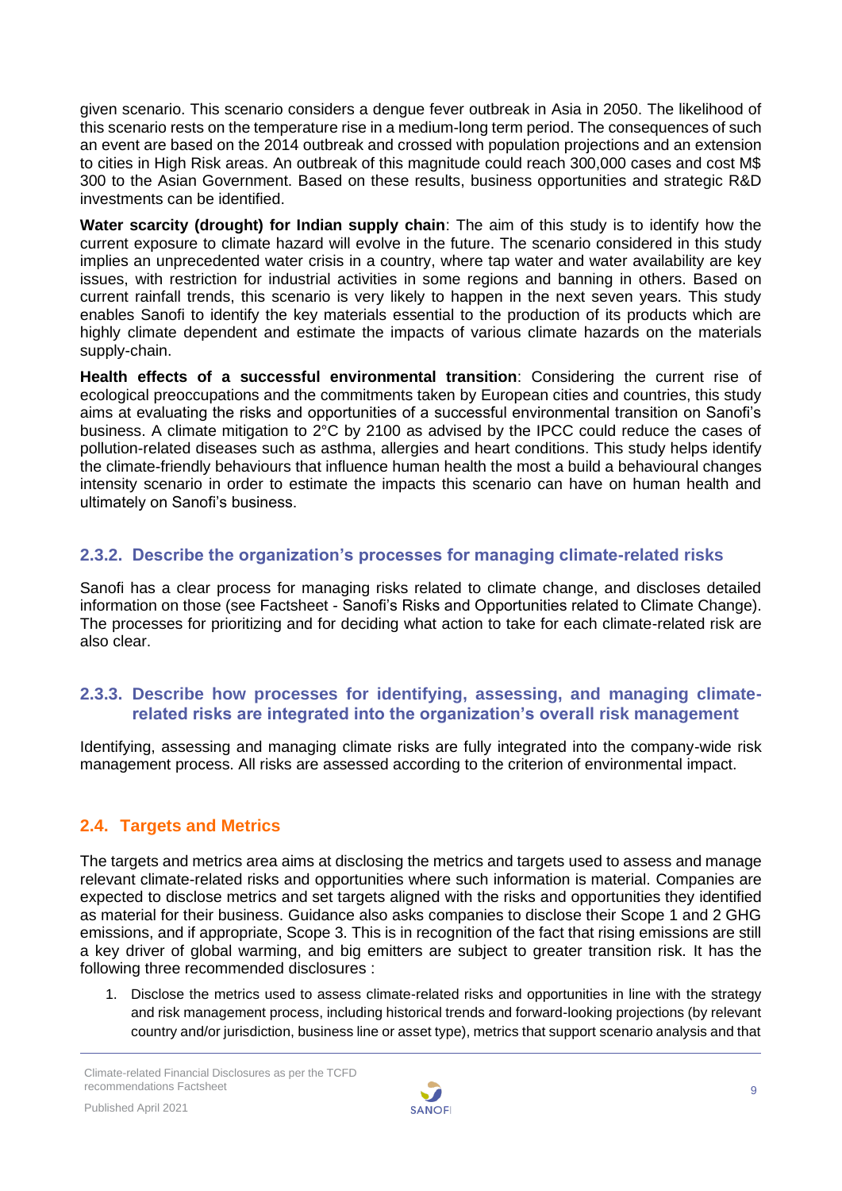given scenario. This scenario considers a dengue fever outbreak in Asia in 2050. The likelihood of this scenario rests on the temperature rise in a medium-long term period. The consequences of such an event are based on the 2014 outbreak and crossed with population projections and an extension to cities in High Risk areas. An outbreak of this magnitude could reach 300,000 cases and cost M$ 300 to the Asian Government. Based on these results, business opportunities and strategic R&D investments can be identified.

**Water scarcity (drought) for Indian supply chain**: The aim of this study is to identify how the current exposure to climate hazard will evolve in the future. The scenario considered in this study implies an unprecedented water crisis in a country, where tap water and water availability are key issues, with restriction for industrial activities in some regions and banning in others. Based on current rainfall trends, this scenario is very likely to happen in the next seven years. This study enables Sanofi to identify the key materials essential to the production of its products which are highly climate dependent and estimate the impacts of various climate hazards on the materials supply-chain.

**Health effects of a successful environmental transition**: Considering the current rise of ecological preoccupations and the commitments taken by European cities and countries, this study aims at evaluating the risks and opportunities of a successful environmental transition on Sanofi's business. A climate mitigation to 2°C by 2100 as advised by the IPCC could reduce the cases of pollution-related diseases such as asthma, allergies and heart conditions. This study helps identify the climate-friendly behaviours that influence human health the most a build a behavioural changes intensity scenario in order to estimate the impacts this scenario can have on human health and ultimately on Sanofi's business.

### 2.3.2. Describe the organization's processes for managing climate-related risks

Sanofi has a clear process for managing risks related to climate change, and discloses detailed information on those (see Factsheet - Sanofi's Risks and Opportunities related to Climate Change). The processes for prioritizing and for deciding what action to take for each climate-related risk are also clear.

### 2.3.3. Describe how processes for identifying, assessing, and managing climate-related risks are integrated into the organization's overall risk management

Identifying, assessing and managing climate risks are fully integrated into the company-wide risk management process. All risks are assessed according to the criterion of environmental impact.

## 2.4. Targets and Metrics

The targets and metrics area aims at disclosing the metrics and targets used to assess and manage relevant climate-related risks and opportunities where such information is material. Companies are expected to disclose metrics and set targets aligned with the risks and opportunities they identified as material for their business. Guidance also asks companies to disclose their Scope 1 and 2 GHG emissions, and if appropriate, Scope 3. This is in recognition of the fact that rising emissions are still a key driver of global warming, and big emitters are subject to greater transition risk. It has the following three recommended disclosures :

1. Disclose the metrics used to assess climate-related risks and opportunities in line with the strategy and risk management process, including historical trends and forward-looking projections (by relevant country and/or jurisdiction, business line or asset type), metrics that support scenario analysis and that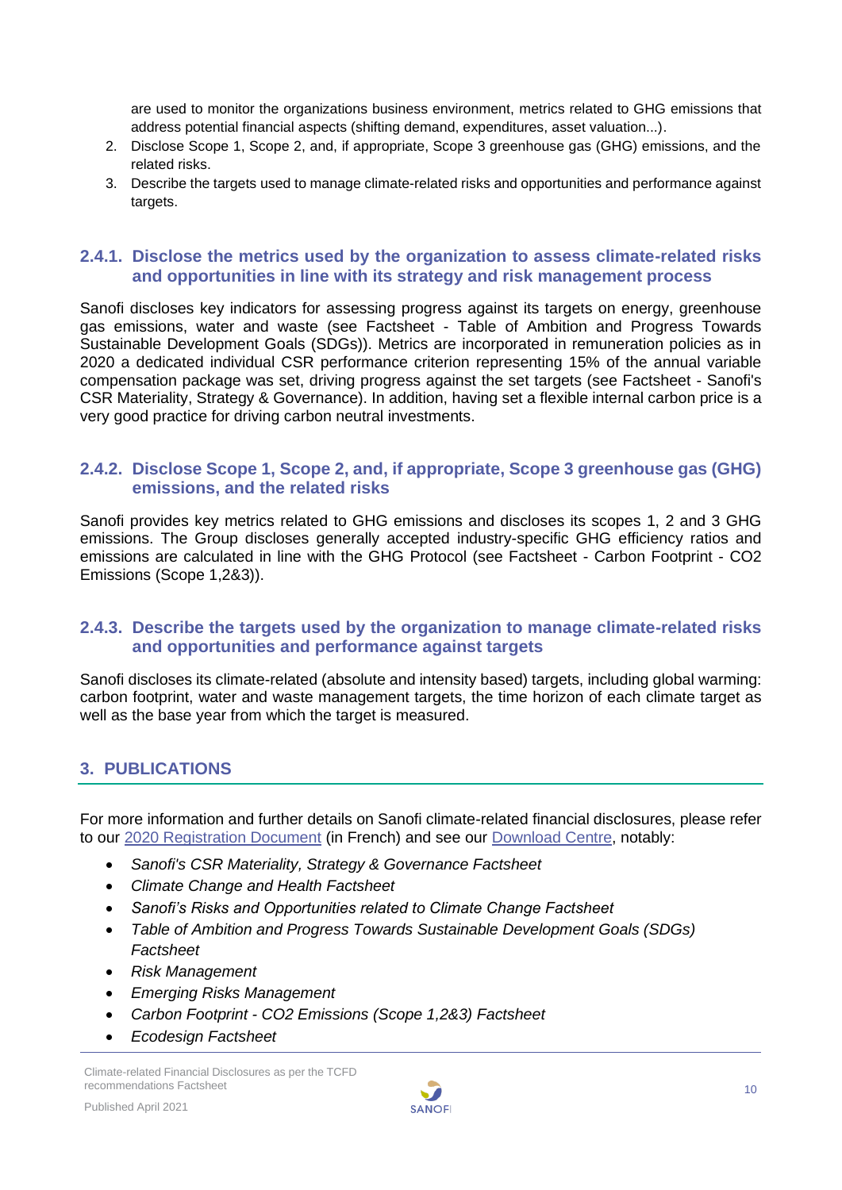are used to monitor the organizations business environment, metrics related to GHG emissions that address potential financial aspects (shifting demand, expenditures, asset valuation...).

2. Disclose Scope 1, Scope 2, and, if appropriate, Scope 3 greenhouse gas (GHG) emissions, and the related risks.
3. Describe the targets used to manage climate-related risks and opportunities and performance against targets.

### 2.4.1. Disclose the metrics used by the organization to assess climate-related risks and opportunities in line with its strategy and risk management process

Sanofi discloses key indicators for assessing progress against its targets on energy, greenhouse gas emissions, water and waste (see Factsheet - Table of Ambition and Progress Towards Sustainable Development Goals (SDGs)). Metrics are incorporated in remuneration policies as in 2020 a dedicated individual CSR performance criterion representing 15% of the annual variable compensation package was set, driving progress against the set targets (see Factsheet - Sanofi's CSR Materiality, Strategy & Governance). In addition, having set a flexible internal carbon price is a very good practice for driving carbon neutral investments.

### 2.4.2. Disclose Scope 1, Scope 2, and, if appropriate, Scope 3 greenhouse gas (GHG) emissions, and the related risks

Sanofi provides key metrics related to GHG emissions and discloses its scopes 1, 2 and 3 GHG emissions. The Group discloses generally accepted industry-specific GHG efficiency ratios and emissions are calculated in line with the GHG Protocol (see Factsheet - Carbon Footprint - CO2 Emissions (Scope 1,2&3)).

### 2.4.3. Describe the targets used by the organization to manage climate-related risks and opportunities and performance against targets

Sanofi discloses its climate-related (absolute and intensity based) targets, including global warming: carbon footprint, water and waste management targets, the time horizon of each climate target as well as the base year from which the target is measured.

## 3. PUBLICATIONS

For more information and further details on Sanofi climate-related financial disclosures, please refer to our 2020 Registration Document (in French) and see our Download Centre, notably:

- *Sanofi's CSR Materiality, Strategy & Governance Factsheet*
- *Climate Change and Health Factsheet*
- *Sanofi's Risks and Opportunities related to Climate Change Factsheet*
- *Table of Ambition and Progress Towards Sustainable Development Goals (SDGs) Factsheet*
- *Risk Management*
- *Emerging Risks Management*
- *Carbon Footprint - CO2 Emissions (Scope 1,2&3) Factsheet*
- *Ecodesign Factsheet*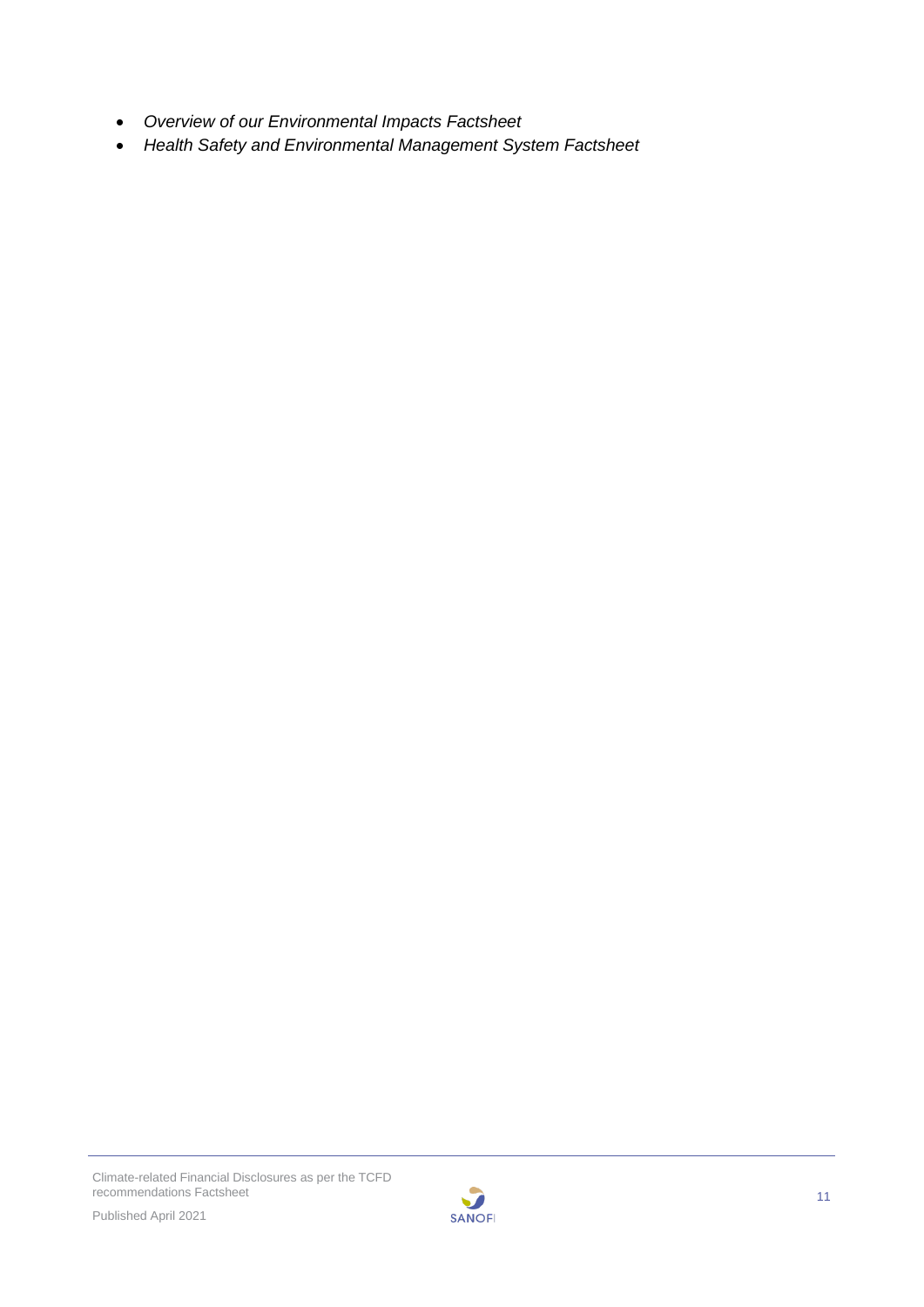- *Overview of our Environmental Impacts Factsheet*
- *Health Safety and Environmental Management System Factsheet*